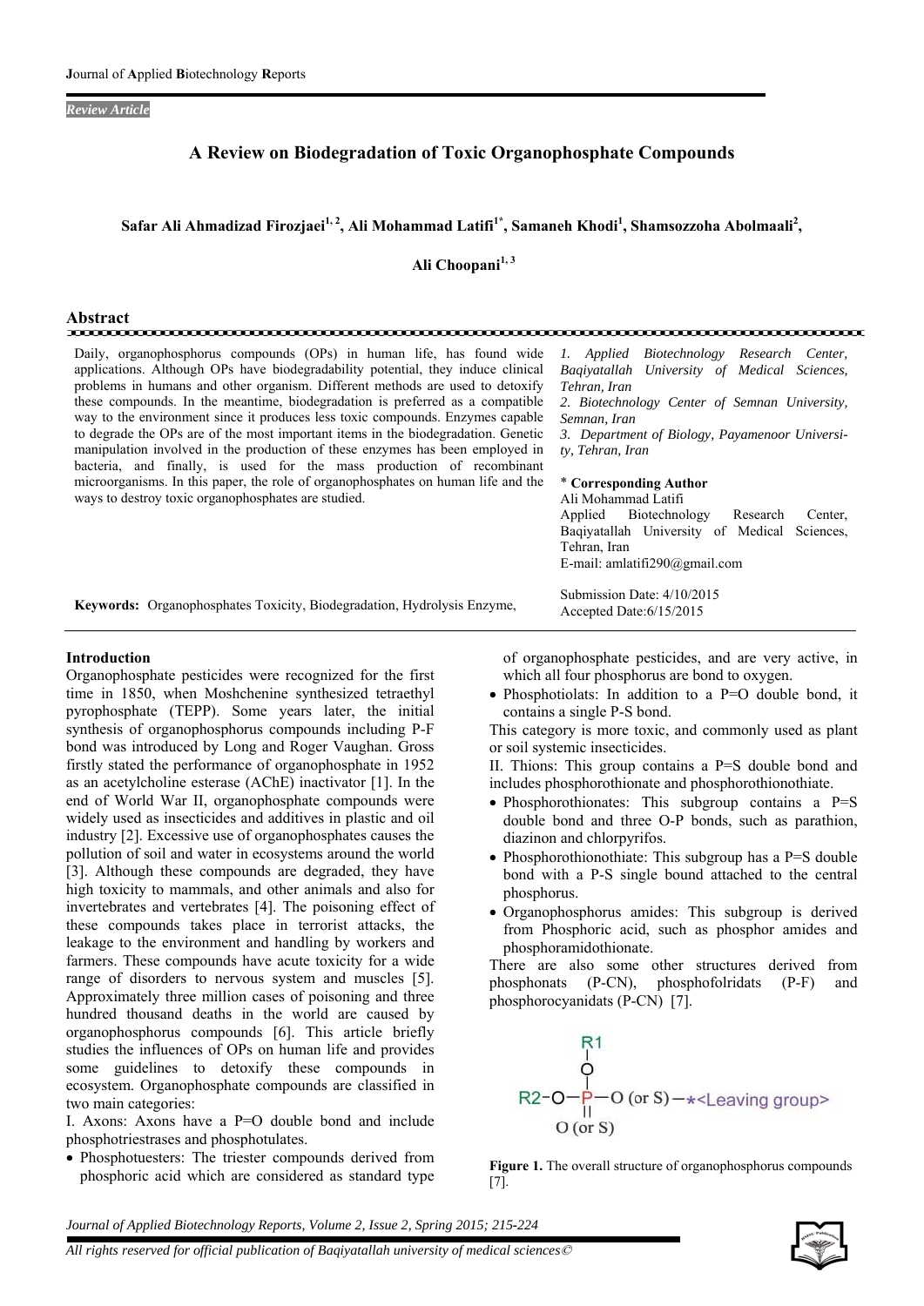*Review Article*

# A Review on Biodegradation of Toxic Organophosphate Compounds

**Safar Ali Ahmadizad Firozjaei[1, 2], Ali Mohammad Latifi[1*], Samaneh Khodi[1], Shamsozzoha Abolmaali[2], Ali Choopani[1, 3]**

## Abstract

Daily, organophosphorus compounds (OPs) in human life, has found wide applications. Although OPs have biodegradability potential, they induce clinical problems in humans and other organism. Different methods are used to detoxify these compounds. In the meantime, biodegradation is preferred as a compatible way to the environment since it produces less toxic compounds. Enzymes capable to degrade the OPs are of the most important items in the biodegradation. Genetic manipulation involved in the production of these enzymes has been employed in bacteria, and finally, is used for the mass production of recombinant microorganisms. In this paper, the role of organophosphates on human life and the ways to destroy toxic organophosphates are studied.

*1. Applied Biotechnology Research Center, Baqiyatallah University of Medical Sciences, Tehran, Iran*
*2. Biotechnology Center of Semnan University, Semnan, Iran*
*3. Department of Biology, Payamenoor University, Tehran, Iran*

\* **Corresponding Author**
Ali Mohammad Latifi
Applied Biotechnology Research Center, Baqiyatallah University of Medical Sciences, Tehran, Iran
E-mail: amlatifi290@gmail.com

**Keywords:** Organophosphates Toxicity, Biodegradation, Hydrolysis Enzyme,

Submission Date: 4/10/2015
Accepted Date:6/15/2015

## Introduction

Organophosphate pesticides were recognized for the first time in 1850, when Moshchenine synthesized tetraethyl pyrophosphate (TEPP). Some years later, the initial synthesis of organophosphorus compounds including P-F bond was introduced by Long and Roger Vaughan. Gross firstly stated the performance of organophosphate in 1952 as an acetylcholine esterase (AChE) inactivator [1]. In the end of World War II, organophosphate compounds were widely used as insecticides and additives in plastic and oil industry [2]. Excessive use of organophosphates causes the pollution of soil and water in ecosystems around the world [3]. Although these compounds are degraded, they have high toxicity to mammals, and other animals and also for invertebrates and vertebrates [4]. The poisoning effect of these compounds takes place in terrorist attacks, the leakage to the environment and handling by workers and farmers. These compounds have acute toxicity for a wide range of disorders to nervous system and muscles [5]. Approximately three million cases of poisoning and three hundred thousand deaths in the world are caused by organophosphorus compounds [6]. This article briefly studies the influences of OPs on human life and provides some guidelines to detoxify these compounds in ecosystem. Organophosphate compounds are classified in two main categories:

I. Axons: Axons have a P=O double bond and include phosphotriestrases and phosphotulates.

- Phosphotuesters: The triester compounds derived from phosphoric acid which are considered as standard type of organophosphate pesticides, and are very active, in which all four phosphorus are bond to oxygen.
- Phosphotiolats: In addition to a P=O double bond, it contains a single P-S bond.

This category is more toxic, and commonly used as plant or soil systemic insecticides.

II. Thions: This group contains a P=S double bond and includes phosphorothionate and phosphorothionothiate.

- Phosphorothionates: This subgroup contains a P=S double bond and three O-P bonds, such as parathion, diazinon and chlorpyrifos.
- Phosphorothionothiate: This subgroup has a P=S double bond with a P-S single bound attached to the central phosphorus.
- Organophosphorus amides: This subgroup is derived from Phosphoric acid, such as phosphor amides and phosphoramidothionate.

There are also some other structures derived from phosphonats (P-CN), phosphofolridats (P-F) and phosphorocyanidats (P-CN) [7].

R1
|
O
|
R2−O−P−O (or S)−*<Leaving group>
||
O (or S)

**Figure 1.** The overall structure of organophosphorus compounds [7].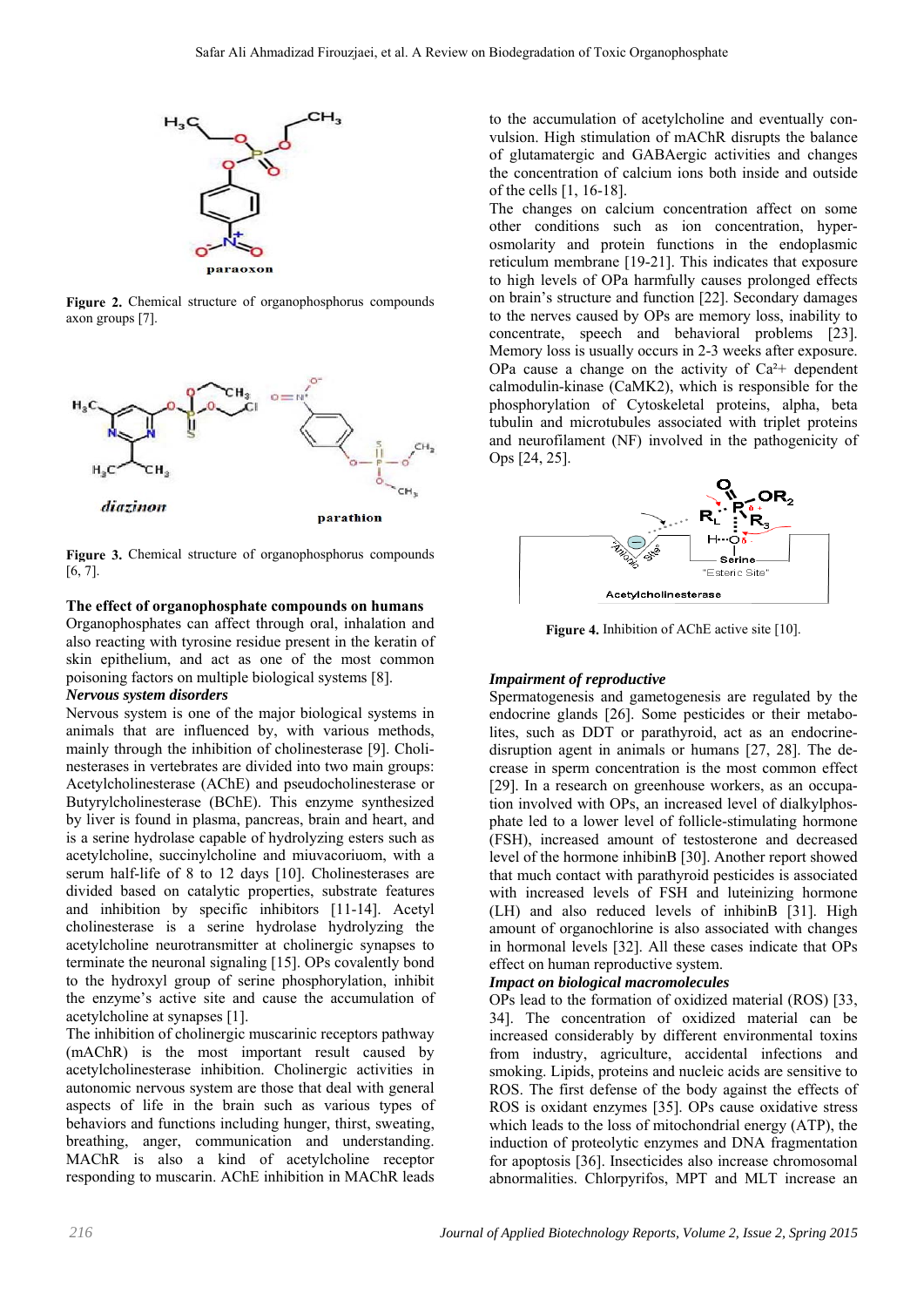Figure 2. Chemical structure of organophosphorus compounds axon groups [7].

Figure 3. Chemical structure of organophosphorus compounds [6, 7].

**The effect of organophosphate compounds on humans**

Organophosphates can affect through oral, inhalation and also reacting with tyrosine residue present in the keratin of skin epithelium, and act as one of the most common poisoning factors on multiple biological systems [8].

***Nervous system disorders***

Nervous system is one of the major biological systems in animals that are influenced by, with various methods, mainly through the inhibition of cholinesterase [9]. Cholinesterases in vertebrates are divided into two main groups: Acetylcholinesterase (AChE) and pseudocholinesterase or Butyrylcholinesterase (BChE). This enzyme synthesized by liver is found in plasma, pancreas, brain and heart, and is a serine hydrolase capable of hydrolyzing esters such as acetylcholine, succinylcholine and miuvacoriuom, with a serum half-life of 8 to 12 days [10]. Cholinesterases are divided based on catalytic properties, substrate features and inhibition by specific inhibitors [11-14]. Acetyl cholinesterase is a serine hydrolase hydrolyzing the acetylcholine neurotransmitter at cholinergic synapses to terminate the neuronal signaling [15]. OPs covalently bond to the hydroxyl group of serine phosphorylation, inhibit the enzyme's active site and cause the accumulation of acetylcholine at synapses [1].

The inhibition of cholinergic muscarinic receptors pathway (mAChR) is the most important result caused by acetylcholinesterase inhibition. Cholinergic activities in autonomic nervous system are those that deal with general aspects of life in the brain such as various types of behaviors and functions including hunger, thirst, sweating, breathing, anger, communication and understanding. MAChR is also a kind of acetylcholine receptor responding to muscarin. AChE inhibition in MAChR leads to the accumulation of acetylcholine and eventually convulsion. High stimulation of mAChR disrupts the balance of glutamatergic and GABAergic activities and changes the concentration of calcium ions both inside and outside of the cells [1, 16-18].

The changes on calcium concentration affect on some other conditions such as ion concentration, hyper-osmolarity and protein functions in the endoplasmic reticulum membrane [19-21]. This indicates that exposure to high levels of OPa harmfully causes prolonged effects on brain's structure and function [22]. Secondary damages to the nerves caused by OPs are memory loss, inability to concentrate, speech and behavioral problems [23]. Memory loss is usually occurs in 2-3 weeks after exposure. OPa cause a change on the activity of $Ca^{2+}$ dependent calmodulin-kinase (CaMK2), which is responsible for the phosphorylation of Cytoskeletal proteins, alpha, beta tubulin and microtubules associated with triplet proteins and neurofilament (NF) involved in the pathogenicity of Ops [24, 25].

Figure 4. Inhibition of AChE active site [10].

***Impairment of reproductive***

Spermatogenesis and gametogenesis are regulated by the endocrine glands [26]. Some pesticides or their metabolites, such as DDT or parathyroid, act as an endocrine-disruption agent in animals or humans [27, 28]. The decrease in sperm concentration is the most common effect [29]. In a research on greenhouse workers, as an occupation involved with OPs, an increased level of dialkylphosphate led to a lower level of follicle-stimulating hormone (FSH), increased amount of testosterone and decreased level of the hormone inhibinB [30]. Another report showed that much contact with parathyroid pesticides is associated with increased levels of FSH and luteinizing hormone (LH) and also reduced levels of inhibinB [31]. High amount of organochlorine is also associated with changes in hormonal levels [32]. All these cases indicate that OPs effect on human reproductive system.

***Impact on biological macromolecules***

OPs lead to the formation of oxidized material (ROS) [33, 34]. The concentration of oxidized material can be increased considerably by different environmental toxins from industry, agriculture, accidental infections and smoking. Lipids, proteins and nucleic acids are sensitive to ROS. The first defense of the body against the effects of ROS is oxidant enzymes [35]. OPs cause oxidative stress which leads to the loss of mitochondrial energy (ATP), the induction of proteolytic enzymes and DNA fragmentation for apoptosis [36]. Insecticides also increase chromosomal abnormalities. Chlorpyrifos, MPT and MLT increase an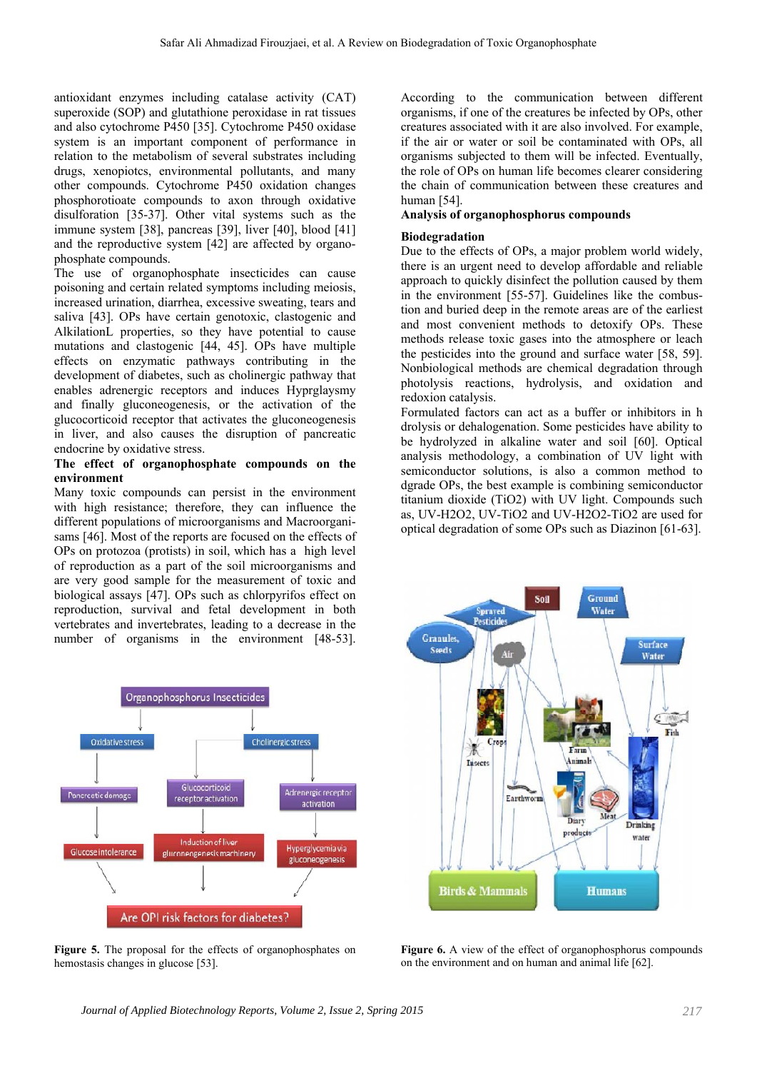antioxidant enzymes including catalase activity (CAT) superoxide (SOP) and glutathione peroxidase in rat tissues and also cytochrome P450 [35]. Cytochrome P450 oxidase system is an important component of performance in relation to the metabolism of several substrates including drugs, xenopiotcs, environmental pollutants, and many other compounds. Cytochrome P450 oxidation changes phosphorotioate compounds to axon through oxidative disulforation [35-37]. Other vital systems such as the immune system [38], pancreas [39], liver [40], blood [41] and the reproductive system [42] are affected by organo-phosphate compounds.

The use of organophosphate insecticides can cause poisoning and certain related symptoms including meiosis, increased urination, diarrhea, excessive sweating, tears and saliva [43]. OPs have certain genotoxic, clastogenic and AlkilationL properties, so they have potential to cause mutations and clastogenic [44, 45]. OPs have multiple effects on enzymatic pathways contributing in the development of diabetes, such as cholinergic pathway that enables adrenergic receptors and induces Hyprglaysmy and finally gluconeogenesis, or the activation of the glucocorticoid receptor that activates the gluconeogenesis in liver, and also causes the disruption of pancreatic endocrine by oxidative stress.

**The effect of organophosphate compounds on the environment**

Many toxic compounds can persist in the environment with high resistance; therefore, they can influence the different populations of microorganisms and Macroorgani-sams [46]. Most of the reports are focused on the effects of OPs on protozoa (protists) in soil, which has a high level of reproduction as a part of the soil microorganisms and are very good sample for the measurement of toxic and biological assays [47]. OPs such as chlorpyrifos effect on reproduction, survival and fetal development in both vertebrates and invertebrates, leading to a decrease in the number of organisms in the environment [48-53].

**Figure 5.** The proposal for the effects of organophosphates on hemostasis changes in glucose [53].

According to the communication between different organisms, if one of the creatures be infected by OPs, other creatures associated with it are also involved. For example, if the air or water or soil be contaminated with OPs, all organisms subjected to them will be infected. Eventually, the role of OPs on human life becomes clearer considering the chain of communication between these creatures and human [54].

**Analysis of organophosphorus compounds**

**Biodegradation**

Due to the effects of OPs, a major problem world widely, there is an urgent need to develop affordable and reliable approach to quickly disinfect the pollution caused by them in the environment [55-57]. Guidelines like the combus-tion and buried deep in the remote areas are of the earliest and most convenient methods to detoxify OPs. These methods release toxic gases into the atmosphere or leach the pesticides into the ground and surface water [58, 59]. Nonbiological methods are chemical degradation through photolysis reactions, hydrolysis, and oxidation and redoxion catalysis.

Formulated factors can act as a buffer or inhibitors in h drolysis or dehalogenation. Some pesticides have ability to be hydrolyzed in alkaline water and soil [60]. Optical analysis methodology, a combination of UV light with semiconductor solutions, is also a common method to dgrade OPs, the best example is combining semiconductor titanium dioxide ($TiO_2$) with UV light. Compounds such as, UV-$H_2O_2$, UV-$TiO_2$ and UV-$H_2O_2$-$TiO_2$ are used for optical degradation of some OPs such as Diazinon [61-63].

**Figure 6.** A view of the effect of organophosphorus compounds on the environment and on human and animal life [62].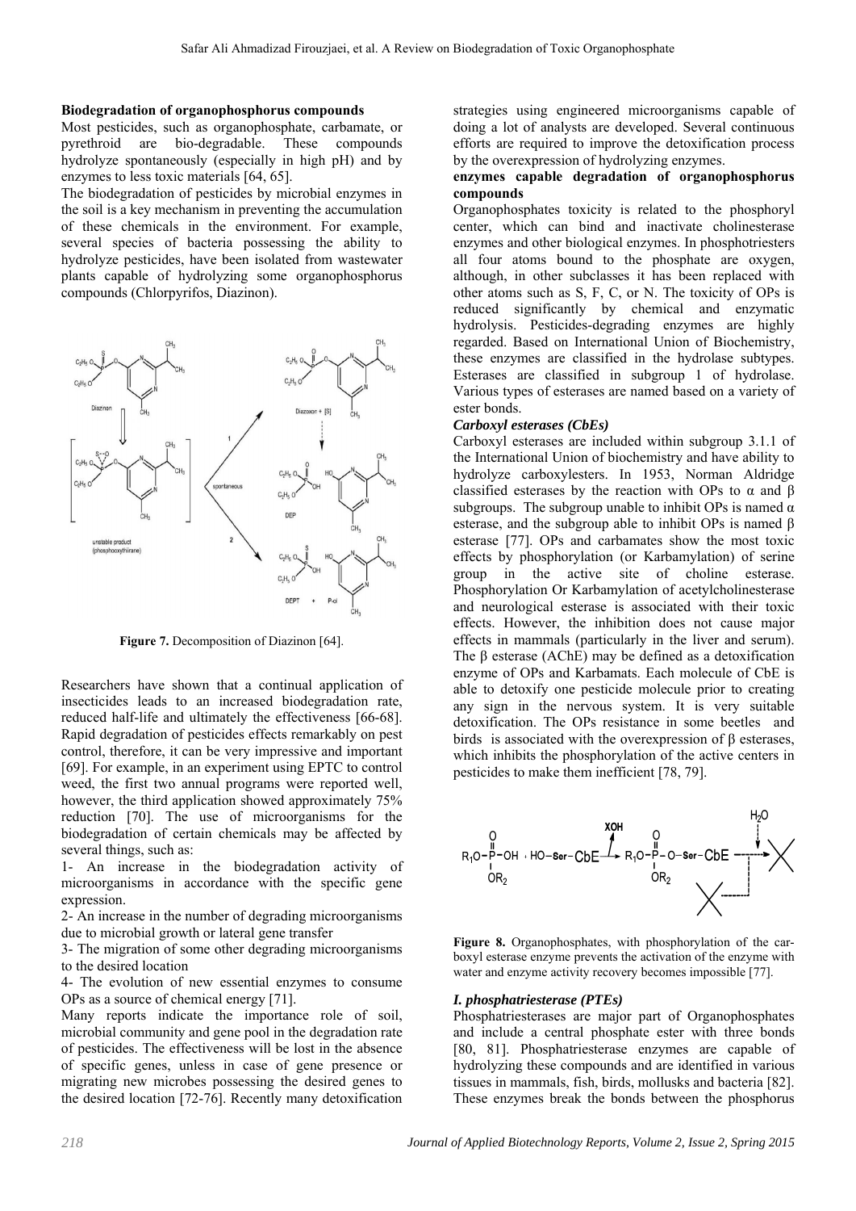### Biodegradation of organophosphorus compounds

Most pesticides, such as organophosphate, carbamate, or pyrethroid are bio-degradable. These compounds hydrolyze spontaneously (especially in high pH) and by enzymes to less toxic materials [64, 65].

The biodegradation of pesticides by microbial enzymes in the soil is a key mechanism in preventing the accumulation of these chemicals in the environment. For example, several species of bacteria possessing the ability to hydrolyze pesticides, have been isolated from wastewater plants capable of hydrolyzing some organophosphorus compounds (Chlorpyrifos, Diazinon).

**Figure 7.** Decomposition of Diazinon [64].

Researchers have shown that a continual application of insecticides leads to an increased biodegradation rate, reduced half-life and ultimately the effectiveness [66-68]. Rapid degradation of pesticides effects remarkably on pest control, therefore, it can be very impressive and important [69]. For example, in an experiment using EPTC to control weed, the first two annual programs were reported well, however, the third application showed approximately 75% reduction [70]. The use of microorganisms for the biodegradation of certain chemicals may be affected by several things, such as:

1- An increase in the biodegradation activity of microorganisms in accordance with the specific gene expression.

2- An increase in the number of degrading microorganisms due to microbial growth or lateral gene transfer

3- The migration of some other degrading microorganisms to the desired location

4- The evolution of new essential enzymes to consume OPs as a source of chemical energy [71].

Many reports indicate the importance role of soil, microbial community and gene pool in the degradation rate of pesticides. The effectiveness will be lost in the absence of specific genes, unless in case of gene presence or migrating new microbes possessing the desired genes to the desired location [72-76]. Recently many detoxification strategies using engineered microorganisms capable of doing a lot of analysts are developed. Several continuous efforts are required to improve the detoxification process by the overexpression of hydrolyzing enzymes.

### enzymes capable degradation of organophosphorus compounds

Organophosphates toxicity is related to the phosphoryl center, which can bind and inactivate cholinesterase enzymes and other biological enzymes. In phosphotriesters all four atoms bound to the phosphate are oxygen, although, in other subclasses it has been replaced with other atoms such as S, F, C, or N. The toxicity of OPs is reduced significantly by chemical and enzymatic hydrolysis. Pesticides-degrading enzymes are highly regarded. Based on International Union of Biochemistry, these enzymes are classified in the hydrolase subtypes. Esterases are classified in subgroup 1 of hydrolase. Various types of esterases are named based on a variety of ester bonds.

#### *Carboxyl esterases (CbEs)*

Carboxyl esterases are included within subgroup 3.1.1 of the International Union of biochemistry and have ability to hydrolyze carboxylesters. In 1953, Norman Aldridge classified esterases by the reaction with OPs to α and β subgroups. The subgroup unable to inhibit OPs is named α esterase, and the subgroup able to inhibit OPs is named β esterase [77]. OPs and carbamates show the most toxic effects by phosphorylation (or Karbamylation) of serine group in the active site of choline esterase. Phosphorylation Or Karbamylation of acetylcholinesterase and neurological esterase is associated with their toxic effects. However, the inhibition does not cause major effects in mammals (particularly in the liver and serum). The β esterase (AChE) may be defined as a detoxification enzyme of OPs and Karbamats. Each molecule of CbE is able to detoxify one pesticide molecule prior to creating any sign in the nervous system. It is very suitable detoxification. The OPs resistance in some beetles and birds is associated with the overexpression of β esterases, which inhibits the phosphorylation of the active centers in pesticides to make them inefficient [78, 79].

**Figure 8.** Organophosphates, with phosphorylation of the carboxyl esterase enzyme prevents the activation of the enzyme with water and enzyme activity recovery becomes impossible [77].

#### *I. phosphatriesterase (PTEs)*

Phosphatriesterases are major part of Organophosphates and include a central phosphate ester with three bonds [80, 81]. Phosphatriesterase enzymes are capable of hydrolyzing these compounds and are identified in various tissues in mammals, fish, birds, mollusks and bacteria [82]. These enzymes break the bonds between the phosphorus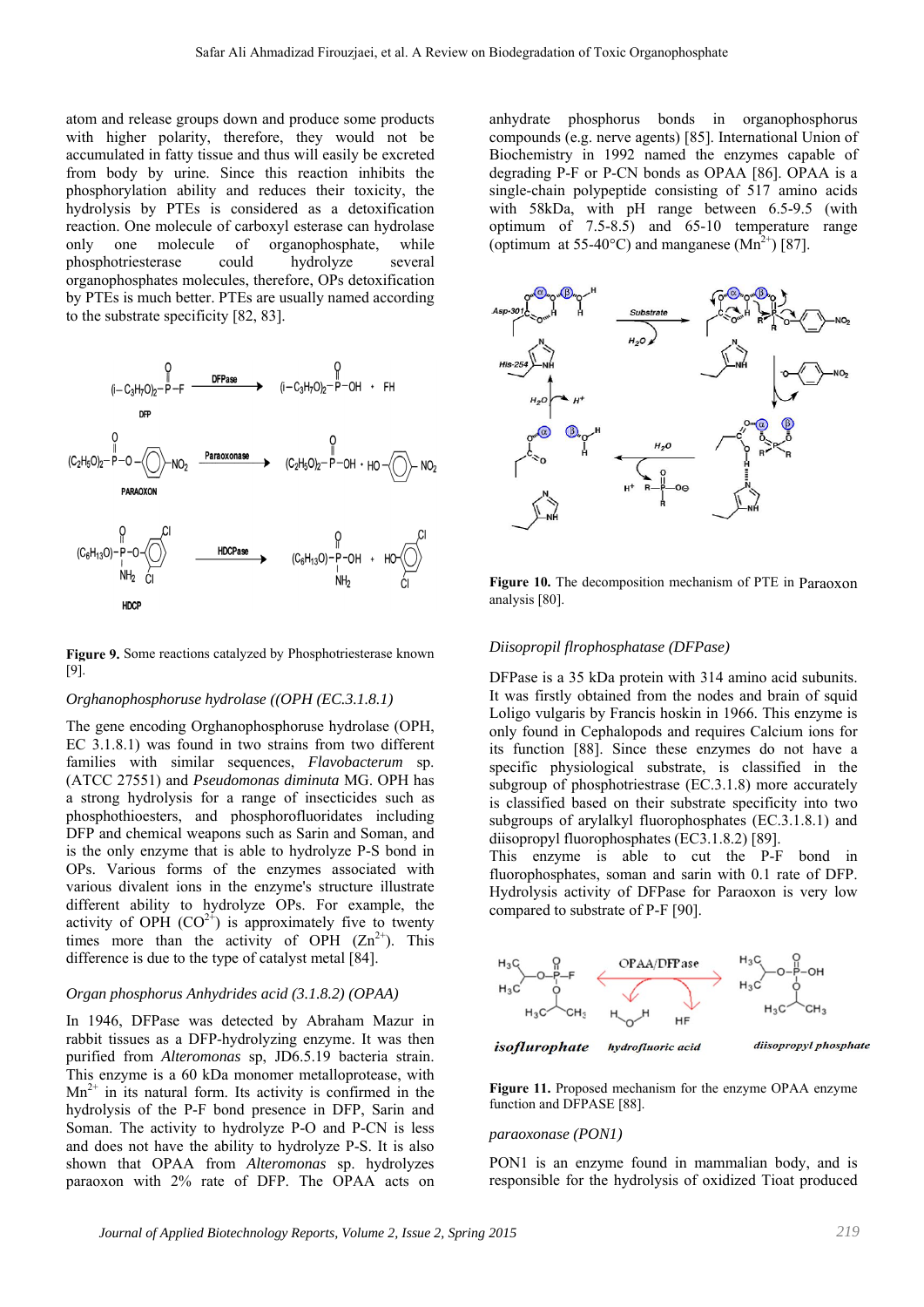atom and release groups down and produce some products with higher polarity, therefore, they would not be accumulated in fatty tissue and thus will easily be excreted from body by urine. Since this reaction inhibits the phosphorylation ability and reduces their toxicity, the hydrolysis by PTEs is considered as a detoxification reaction. One molecule of carboxyl esterase can hydrolase only one molecule of organophosphate, while phosphotriesterase could hydrolyze several organophosphates molecules, therefore, OPs detoxification by PTEs is much better. PTEs are usually named according to the substrate specificity [82, 83].

**Figure 9.** Some reactions catalyzed by Phosphotriesterase known [9].

*Orghanophosphoruse hydrolase ((OPH (EC.3.1.8.1)*

The gene encoding Orghanophosphoruse hydrolase (OPH, EC 3.1.8.1) was found in two strains from two different families with similar sequences, *Flavobacterum* sp. (ATCC 27551) and *Pseudomonas diminuta* MG. OPH has a strong hydrolysis for a range of insecticides such as phosphothioesters, and phosphorofluoridates including DFP and chemical weapons such as Sarin and Soman, and is the only enzyme that is able to hydrolyze P-S bond in OPs. Various forms of the enzymes associated with various divalent ions in the enzyme's structure illustrate different ability to hydrolyze OPs. For example, the activity of OPH ($CO^{2+}$) is approximately five to twenty times more than the activity of OPH ($Zn^{2+}$). This difference is due to the type of catalyst metal [84].

*Organ phosphorus Anhydrides acid (3.1.8.2) (OPAA)*

In 1946, DFPase was detected by Abraham Mazur in rabbit tissues as a DFP-hydrolyzing enzyme. It was then purified from *Alteromonas* sp, JD6.5.19 bacteria strain. This enzyme is a 60 kDa monomer metalloprotease, with $Mn^{2+}$ in its natural form. Its activity is confirmed in the hydrolysis of the P-F bond presence in DFP, Sarin and Soman. The activity to hydrolyze P-O and P-CN is less and does not have the ability to hydrolyze P-S. It is also shown that OPAA from *Alteromonas* sp. hydrolyzes paraoxon with 2% rate of DFP. The OPAA acts on anhydrate phosphorus bonds in organophosphorus compounds (e.g. nerve agents) [85]. International Union of Biochemistry in 1992 named the enzymes capable of degrading P-F or P-CN bonds as OPAA [86]. OPAA is a single-chain polypeptide consisting of 517 amino acids with 58kDa, with pH range between 6.5-9.5 (with optimum of 7.5-8.5) and 65-10 temperature range (optimum at 55-40°C) and manganese ($Mn^{2+}$) [87].

**Figure 10.** The decomposition mechanism of PTE in Paraoxon analysis [80].

*Diisopropil flrophosphatase (DFPase)*

DFPase is a 35 kDa protein with 314 amino acid subunits. It was firstly obtained from the nodes and brain of squid Loligo vulgaris by Francis hoskin in 1966. This enzyme is only found in Cephalopods and requires Calcium ions for its function [88]. Since these enzymes do not have a specific physiological substrate, is classified in the subgroup of phosphotriestrase (EC.3.1.8) more accurately is classified based on their substrate specificity into two subgroups of arylalkyl fluorophosphates (EC.3.1.8.1) and diisopropyl fluorophosphates (EC3.1.8.2) [89]. This enzyme is able to cut the P-F bond in fluorophosphates, soman and sarin with 0.1 rate of DFP. Hydrolysis activity of DFPase for Paraoxon is very low compared to substrate of P-F [90].

**Figure 11.** Proposed mechanism for the enzyme OPAA enzyme function and DFPASE [88].

*paraoxonase (PON1)*

PON1 is an enzyme found in mammalian body, and is responsible for the hydrolysis of oxidized Tioat produced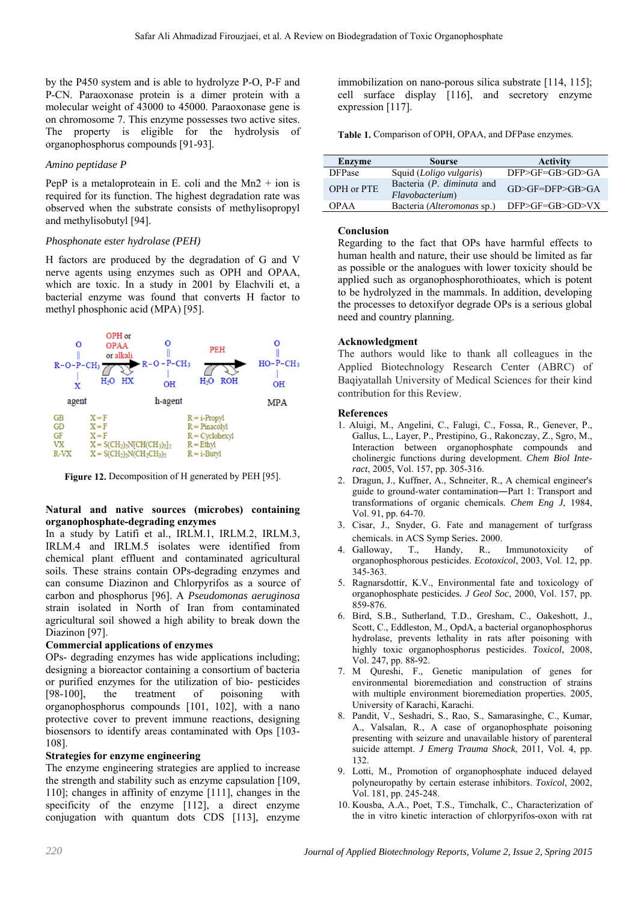by the P450 system and is able to hydrolyze P-O, P-F and P-CN. Paraoxonase protein is a dimer protein with a molecular weight of 43000 to 45000. Paraoxonase gene is on chromosome 7. This enzyme possesses two active sites. The property is eligible for the hydrolysis of organophosphorus compounds [91-93].

*Amino peptidase P*

PepP is a metaloprotein in E. coli and the Mn2 + ion is required for its function. The highest degradation rate was observed when the substrate consists of methylisopropyl and methylisobutyl [94].

*Phosphonate ester hydrolase (PEH)*

H factors are produced by the degradation of G and V nerve agents using enzymes such as OPH and OPAA, which are toxic. In a study in 2001 by Elachvili et, a bacterial enzyme was found that converts H factor to methyl phosphonic acid (MPA) [95].

| | X | R |
|---|---|---|
| GB | X=F | R=i-Propyl |
| GD | X=F | R=Pinacolyl |
| GF | X=F | R=Cyclohexyl |
| VX | $X=S(CH_2)_2N[CH(CH_3)_2]_2$ | R=Ethyl |
| R-VX | $X=S(CH_2)_2N(CH_2CH_3)_2$ | R=i-Butyl |

**Figure 12.** Decomposition of H generated by PEH [95].

**Natural and native sources (microbes) containing organophosphate-degrading enzymes**

In a study by Latifi et al., IRLM.1, IRLM.2, IRLM.3, IRLM.4 and IRLM.5 isolates were identified from chemical plant effluent and contaminated agricultural soils. These strains contain OPs-degrading enzymes and can consume Diazinon and Chlorpyrifos as a source of carbon and phosphorus [96]. A *Pseudomonas aeruginosa* strain isolated in North of Iran from contaminated agricultural soil showed a high ability to break down the Diazinon [97].

**Commercial applications of enzymes**

OPs- degrading enzymes has wide applications including; designing a bioreactor containing a consortium of bacteria or purified enzymes for the utilization of bio- pesticides [98-100], the treatment of poisoning with organophosphorus compounds [101, 102], with a nano protective cover to prevent immune reactions, designing biosensors to identify areas contaminated with Ops [103-108].

**Strategies for enzyme engineering**

The enzyme engineering strategies are applied to increase the strength and stability such as enzyme capsulation [109, 110]; changes in affinity of enzyme [111], changes in the specificity of the enzyme [112], a direct enzyme conjugation with quantum dots CDS [113], enzyme immobilization on nano-porous silica substrate [114, 115]; cell surface display [116], and secretory enzyme expression [117].

**Table 1.** Comparison of OPH, OPAA, and DFPase enzymes.

| Enzyme | Sourse | Activity |
|---|---|---|
| DFPase | Squid (*Loligo vulgaris*) | DFP>GF=GB>GD>GA |
| OPH or PTE | Bacteria (*P. diminuta* and *Flavobacterium*) | GD>GF=DFP>GB>GA |
| OPAA | Bacteria (*Alteromonas* sp.) | DFP>GF=GB>GD>VX |

**Conclusion**

Regarding to the fact that OPs have harmful effects to human health and nature, their use should be limited as far as possible or the analogues with lower toxicity should be applied such as organophosphorothioates, which is potent to be hydrolyzed in the mammals. In addition, developing the processes to detoxifyor degrade OPs is a serious global need and country planning.

**Acknowledgment**

The authors would like to thank all colleagues in the Applied Biotechnology Research Center (ABRC) of Baqiyatallah University of Medical Sciences for their kind contribution for this Review.

**References**

1. Aluigi, M., Angelini, C., Falugi, C., Fossa, R., Genever, P., Gallus, L., Layer, P., Prestipino, G., Rakonczay, Z., Sgro, M., Interaction between organophosphate compounds and cholinergic functions during development. *Chem Biol Interact*, 2005, Vol. 157, pp. 305-316.
2. Dragun, J., Kuffner, A., Schneiter, R., A chemical engineer's guide to ground-water contamination—Part 1: Transport and transformations of organic chemicals. *Chem Eng J*, 1984, Vol. 91, pp. 64-70.
3. Cisar, J., Snyder, G. Fate and management of turfgrass chemicals. in ACS Symp Series. 2000.
4. Galloway, T., Handy, R., Immunotoxicity of organophosphorous pesticides. *Ecotoxicol*, 2003, Vol. 12, pp. 345-363.
5. Ragnarsdottir, K.V., Environmental fate and toxicology of organophosphate pesticides. *J Geol Soc*, 2000, Vol. 157, pp. 859-876.
6. Bird, S.B., Sutherland, T.D., Gresham, C., Oakeshott, J., Scott, C., Eddleston, M., OpdA, a bacterial organophosphorus hydrolase, prevents lethality in rats after poisoning with highly toxic organophosphorus pesticides. *Toxicol*, 2008, Vol. 247, pp. 88-92.
7. M Qureshi, F., Genetic manipulation of genes for environmental bioremediation and construction of strains with multiple environment bioremediation properties. 2005, University of Karachi, Karachi.
8. Pandit, V., Seshadri, S., Rao, S., Samarasinghe, C., Kumar, A., Valsalan, R., A case of organophosphate poisoning presenting with seizure and unavailable history of parenteral suicide attempt. *J Emerg Trauma Shock*, 2011, Vol. 4, pp. 132.
9. Lotti, M., Promotion of organophosphate induced delayed polyneuropathy by certain esterase inhibitors. *Toxicol*, 2002, Vol. 181, pp. 245-248.
10. Kousba, A.A., Poet, T.S., Timchalk, C., Characterization of the in vitro kinetic interaction of chlorpyrifos-oxon with rat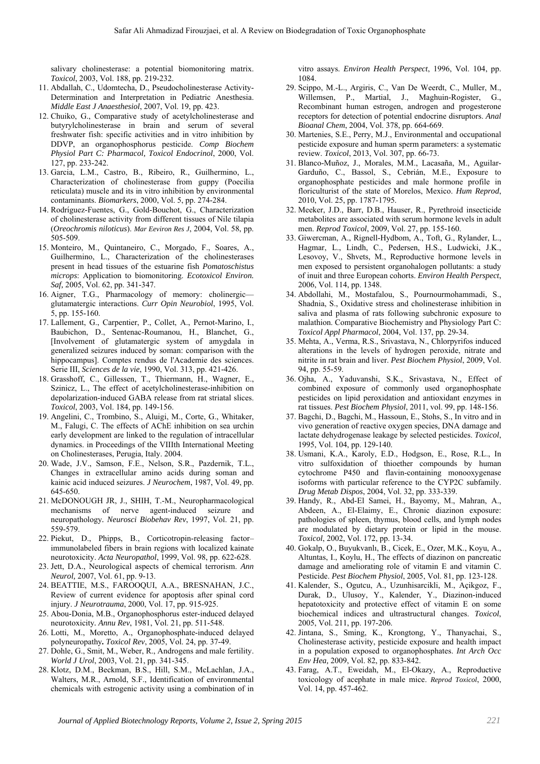salivary cholinesterase: a potential biomonitoring matrix. *Toxicol*, 2003, Vol. 188, pp. 219-232.

11. Abdallah, C., Udomtecha, D., Pseudocholinesterase Activity-Determination and Interpretation in Pediatric Anesthesia. *Middle East J Anaesthesiol*, 2007, Vol. 19, pp. 423.
12. Chuiko, G., Comparative study of acetylcholinesterase and butyrylcholinesterase in brain and serum of several freshwater fish: specific activities and in vitro inhibition by DDVP, an organophosphorus pesticide. *Comp Biochem Physiol Part C: Pharmacol, Toxicol Endocrinol*, 2000, Vol. 127, pp. 233-242.
13. Garcia, L.M., Castro, B., Ribeiro, R., Guilhermino, L., Characterization of cholinesterase from guppy (Poecilia reticulata) muscle and its in vitro inhibition by environmental contaminants. *Biomarkers*, 2000, Vol. 5, pp. 274-284.
14. Rodríguez-Fuentes, G., Gold-Bouchot, G., Characterization of cholinesterase activity from different tissues of Nile tilapia (*Oreochromis niloticus*). *Mar Eeviron Res J*, 2004, Vol. 58, pp. 505-509.
15. Monteiro, M., Quintaneiro, C., Morgado, F., Soares, A., Guilhermino, L., Characterization of the cholinesterases present in head tissues of the estuarine fish *Pomatoschistus microps*: Application to biomonitoring. *Ecotoxicol Environ. Saf,* 2005, Vol. 62, pp. 341-347.
16. Aigner, T.G., Pharmacology of memory: cholinergic—glutamatergic interactions. *Curr Opin Neurobiol*, 1995, Vol. 5, pp. 155-160.
17. Lallement, G., Carpentier, P., Collet, A., Pernot-Marino, I., Baubichon, D., Sentenac-Roumanou, H., Blanchet, G., [Involvement of glutamatergic system of amygdala in generalized seizures induced by soman: comparison with the hippocampus]. Comptes rendus de l'Academie des sciences. Serie III, *Sciences de la vie*, 1990, Vol. 313, pp. 421-426.
18. Grasshoff, C., Gillessen, T., Thiermann, H., Wagner, E., Szinicz, L., The effect of acetylcholinesterase-inhibition on depolarization-induced GABA release from rat striatal slices. *Toxicol*, 2003, Vol. 184, pp. 149-156.
19. Angelini, C., Trombino, S., Aluigi, M., Corte, G., Whitaker, M., Falugi, C. The effects of AChE inhibition on sea urchin early development are linked to the regulation of intracellular dynamics. in Proceedings of the VIIIth International Meeting on Cholinesterases, Perugia, Italy. 2004.
20. Wade, J.V., Samson, F.E., Nelson, S.R., Pazdernik, T.L., Changes in extracellular amino acids during soman and kainic acid induced seizures. *J Neurochem*, 1987, Vol. 49, pp. 645-650.
21. McDONOUGH JR, J., SHIH, T.-M., Neuropharmacological mechanisms of nerve agent-induced seizure and neuropathology. *Neurosci Biobehav Rev*, 1997, Vol. 21, pp. 559-579.
22. Piekut, D., Phipps, B., Corticotropin-releasing factor–immunolabeled fibers in brain regions with localized kainate neurotoxicity. *Acta Neuropathol*, 1999, Vol. 98, pp. 622-628.
23. Jett, D.A., Neurological aspects of chemical terrorism. *Ann Neurol,* 2007, Vol. 61, pp. 9-13.
24. BEATTIE, M.S., FAROOQUI, A.A., BRESNAHAN, J.C., Review of current evidence for apoptosis after spinal cord injury. *J Neurotrauma*, 2000, Vol. 17, pp. 915-925.
25. Abou-Donia, M.B., Organophosphorus ester-induced delayed neurotoxicity. *Annu Rev*, 1981, Vol. 21, pp. 511-548.
26. Lotti, M., Moretto, A., Organophosphate-induced delayed polyneuropathy. *Toxicol Rev*, 2005, Vol. 24, pp. 37-49.
27. Dohle, G., Smit, M., Weber, R., Androgens and male fertility. *World J Urol*, 2003, Vol. 21, pp. 341-345.
28. Klotz, D.M., Beckman, B.S., Hill, S.M., McLachlan, J.A., Walters, M.R., Arnold, S.F., Identification of environmental chemicals with estrogenic activity using a combination of in vitro assays. *Environ Health Perspect*, 1996, Vol. 104, pp. 1084.
29. Scippo, M.-L., Argiris, C., Van De Weerdt, C., Muller, M., Willemsen, P., Martial, J., Maghuin-Rogister, G., Recombinant human estrogen, androgen and progesterone receptors for detection of potential endocrine disruptors. *Anal Bioanal Chem*, 2004, Vol. 378, pp. 664-669.
30. Martenies, S.E., Perry, M.J., Environmental and occupational pesticide exposure and human sperm parameters: a systematic review. *Toxicol*, 2013, Vol. 307, pp. 66-73.
31. Blanco-Muñoz, J., Morales, M.M., Lacasaña, M., Aguilar-Garduño, C., Bassol, S., Cebrián, M.E., Exposure to organophosphate pesticides and male hormone profile in floriculturist of the state of Morelos, Mexico. *Hum Reprod*, 2010, Vol. 25, pp. 1787-1795.
32. Meeker, J.D., Barr, D.B., Hauser, R., Pyrethroid insecticide metabolites are associated with serum hormone levels in adult men. *Reprod Toxicol*, 2009, Vol. 27, pp. 155-160.
33. Giwercman, A., Rignell-Hydbom, A., Toft, G., Rylander, L., Hagmar, L., Lindh, C., Pedersen, H.S., Ludwicki, J.K., Lesovoy, V., Shvets, M., Reproductive hormone levels in men exposed to persistent organohalogen pollutants: a study of inuit and three European cohorts. *Environ Health Perspect*, 2006, Vol. 114, pp. 1348.
34. Abdollahi, M., Mostafalou, S., Pournourmohammadi, S., Shadnia, S., Oxidative stress and cholinesterase inhibition in saliva and plasma of rats following subchronic exposure to malathion. Comparative Biochemistry and Physiology Part C: *Toxicol Appl Pharmacol*, 2004, Vol. 137, pp. 29-34.
35. Mehta, A., Verma, R.S., Srivastava, N., Chlorpyrifos induced alterations in the levels of hydrogen peroxide, nitrate and nitrite in rat brain and liver. *Pest Biochem Physiol*, 2009, Vol. 94, pp. 55-59.
36. Ojha, A., Yaduvanshi, S.K., Srivastava, N., Effect of combined exposure of commonly used organophosphate pesticides on lipid peroxidation and antioxidant enzymes in rat tissues. *Pest Biochem Physiol*, 2011, vol. 99, pp. 148-156.
37. Bagchi, D., Bagchi, M., Hassoun, E., Stohs, S., In vitro and in vivo generation of reactive oxygen species, DNA damage and lactate dehydrogenase leakage by selected pesticides. *Toxicol*, 1995, Vol. 104, pp. 129-140.
38. Usmani, K.A., Karoly, E.D., Hodgson, E., Rose, R.L., In vitro sulfoxidation of thioether compounds by human cytochrome P450 and flavin-containing monooxygenase isoforms with particular reference to the CYP2C subfamily. *Drug Metab Dispos*, 2004, Vol. 32, pp. 333-339.
39. Handy, R., Abd-El Samei, H., Bayomy, M., Mahran, A., Abdeen, A., El-Elaimy, E., Chronic diazinon exposure: pathologies of spleen, thymus, blood cells, and lymph nodes are modulated by dietary protein or lipid in the mouse. *Toxicol*, 2002, Vol. 172, pp. 13-34.
40. Gokalp, O., Buyukvanlı, B., Cicek, E., Ozer, M.K., Koyu, A., Altuntas, I., Koylu, H., The effects of diazinon on pancreatic damage and ameliorating role of vitamin E and vitamin C. Pesticide. *Pest Biochem Physiol*, 2005, Vol. 81, pp. 123-128.
41. Kalender, S., Ogutcu, A., Uzunhisarcikli, M., Açikgoz, F., Durak, D., Ulusoy, Y., Kalender, Y., Diazinon-induced hepatotoxicity and protective effect of vitamin E on some biochemical indices and ultrastructural changes. *Toxicol*, 2005, Vol. 211, pp. 197-206.
42. Jintana, S., Sming, K., Krongtong, Y., Thanyachai, S., Cholinesterase activity, pesticide exposure and health impact in a population exposed to organophosphates. *Int Arch Occ Env Hea,* 2009, Vol. 82, pp. 833-842.
43. Farag, A.T., Eweidah, M., El-Okazy, A., Reproductive toxicology of acephate in male mice. *Reprod Toxicol*, 2000, Vol. 14, pp. 457-462.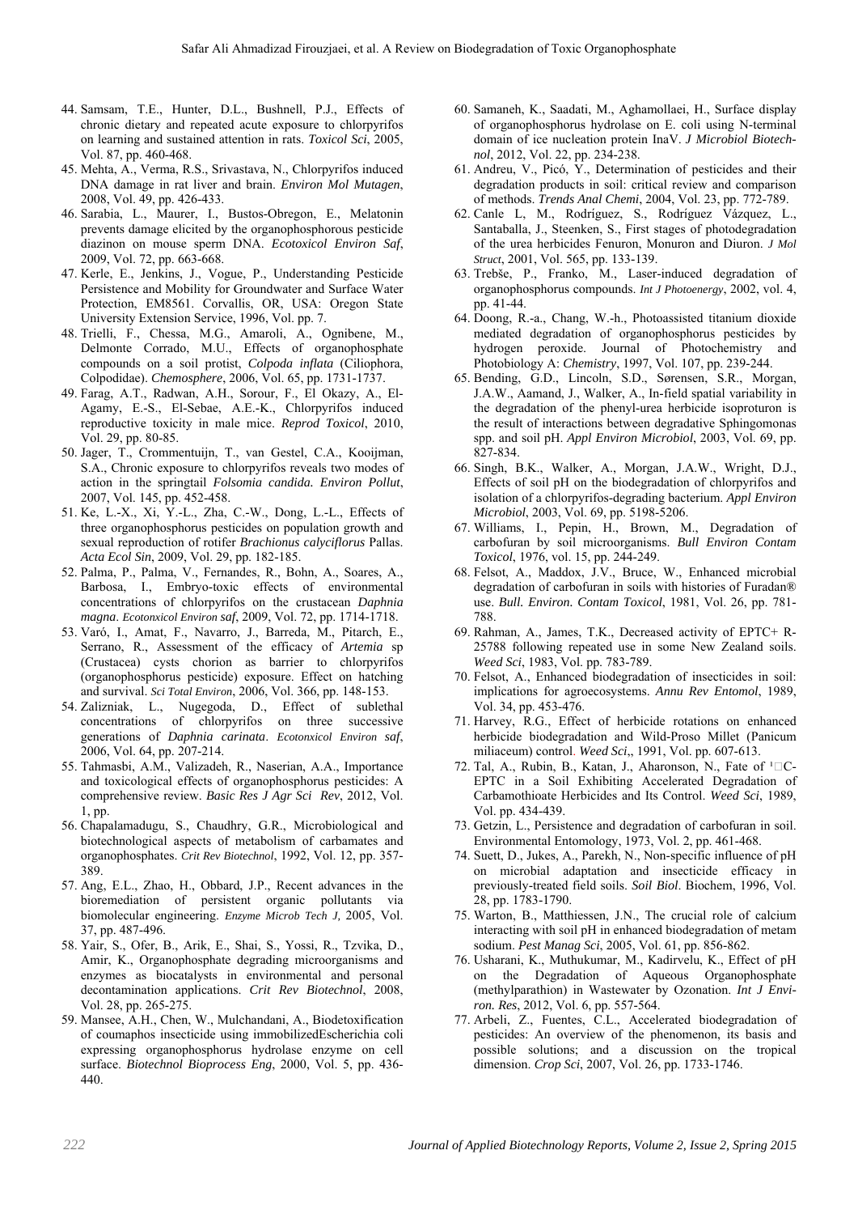44. Samsam, T.E., Hunter, D.L., Bushnell, P.J., Effects of chronic dietary and repeated acute exposure to chlorpyrifos on learning and sustained attention in rats. *Toxicol Sci*, 2005, Vol. 87, pp. 460-468.
45. Mehta, A., Verma, R.S., Srivastava, N., Chlorpyrifos induced DNA damage in rat liver and brain. *Environ Mol Mutagen*, 2008, Vol. 49, pp. 426-433.
46. Sarabia, L., Maurer, I., Bustos-Obregon, E., Melatonin prevents damage elicited by the organophosphorous pesticide diazinon on mouse sperm DNA. *Ecotoxicol Environ Saf*, 2009, Vol. 72, pp. 663-668.
47. Kerle, E., Jenkins, J., Vogue, P., Understanding Pesticide Persistence and Mobility for Groundwater and Surface Water Protection, EM8561. Corvallis, OR, USA: Oregon State University Extension Service, 1996, Vol. pp. 7.
48. Trielli, F., Chessa, M.G., Amaroli, A., Ognibene, M., Delmonte Corrado, M.U., Effects of organophosphate compounds on a soil protist, *Colpoda inflata* (Ciliophora, Colpodidae). *Chemosphere*, 2006, Vol. 65, pp. 1731-1737.
49. Farag, A.T., Radwan, A.H., Sorour, F., El Okazy, A., El-Agamy, E.-S., El-Sebae, A.E.-K., Chlorpyrifos induced reproductive toxicity in male mice. *Reprod Toxicol*, 2010, Vol. 29, pp. 80-85.
50. Jager, T., Crommentuijn, T., van Gestel, C.A., Kooijman, S.A., Chronic exposure to chlorpyrifos reveals two modes of action in the springtail *Folsomia candida. Environ Pollut*, 2007, Vol. 145, pp. 452-458.
51. Ke, L.-X., Xi, Y.-L., Zha, C.-W., Dong, L.-L., Effects of three organophosphorus pesticides on population growth and sexual reproduction of rotifer *Brachionus calyciflorus* Pallas. *Acta Ecol Sin*, 2009, Vol. 29, pp. 182-185.
52. Palma, P., Palma, V., Fernandes, R., Bohn, A., Soares, A., Barbosa, I., Embryo-toxic effects of environmental concentrations of chlorpyrifos on the crustacean *Daphnia magna*. *Ecotonxicol Environ saf*, 2009, Vol. 72, pp. 1714-1718.
53. Varó, I., Amat, F., Navarro, J., Barreda, M., Pitarch, E., Serrano, R., Assessment of the efficacy of *Artemia* sp (Crustacea) cysts chorion as barrier to chlorpyrifos (organophosphorus pesticide) exposure. Effect on hatching and survival. *Sci Total Environ*, 2006, Vol. 366, pp. 148-153.
54. Zalizniak, L., Nugegoda, D., Effect of sublethal concentrations of chlorpyrifos on three successive generations of *Daphnia carinata*. *Ecotonxicol Environ saf*, 2006, Vol. 64, pp. 207-214.
55. Tahmasbi, A.M., Valizadeh, R., Naserian, A.A., Importance and toxicological effects of organophosphorus pesticides: A comprehensive review. *Basic Res J Agr Sci Rev*, 2012, Vol. 1, pp.
56. Chapalamadugu, S., Chaudhry, G.R., Microbiological and biotechnological aspects of metabolism of carbamates and organophosphates. *Crit Rev Biotechnol*, 1992, Vol. 12, pp. 357-389.
57. Ang, E.L., Zhao, H., Obbard, J.P., Recent advances in the bioremediation of persistent organic pollutants via biomolecular engineering. *Enzyme Microb Tech J,* 2005, Vol. 37, pp. 487-496.
58. Yair, S., Ofer, B., Arik, E., Shai, S., Yossi, R., Tzvika, D., Amir, K., Organophosphate degrading microorganisms and enzymes as biocatalysts in environmental and personal decontamination applications. *Crit Rev Biotechnol*, 2008, Vol. 28, pp. 265-275.
59. Mansee, A.H., Chen, W., Mulchandani, A., Biodetoxification of coumaphos insecticide using immobilizedEscherichia coli expressing organophosphorus hydrolase enzyme on cell surface. *Biotechnol Bioprocess Eng*, 2000, Vol. 5, pp. 436-440.
60. Samaneh, K., Saadati, M., Aghamollaei, H., Surface display of organophosphorus hydrolase on E. coli using N-terminal domain of ice nucleation protein InaV. *J Microbiol Biotechnol*, 2012, Vol. 22, pp. 234-238.
61. Andreu, V., Picó, Y., Determination of pesticides and their degradation products in soil: critical review and comparison of methods. *Trends Anal Chemi*, 2004, Vol. 23, pp. 772-789.
62. Canle L, M., Rodríguez, S., Rodríguez Vázquez, L., Santaballa, J., Steenken, S., First stages of photodegradation of the urea herbicides Fenuron, Monuron and Diuron. *J Mol Struct*, 2001, Vol. 565, pp. 133-139.
63. Trebše, P., Franko, M., Laser-induced degradation of organophosphorus compounds. *Int J Photoenergy*, 2002, vol. 4, pp. 41-44.
64. Doong, R.-a., Chang, W.-h., Photoassisted titanium dioxide mediated degradation of organophosphorus pesticides by hydrogen peroxide. Journal of Photochemistry and Photobiology A: *Chemistry*, 1997, Vol. 107, pp. 239-244.
65. Bending, G.D., Lincoln, S.D., Sørensen, S.R., Morgan, J.A.W., Aamand, J., Walker, A., In-field spatial variability in the degradation of the phenyl-urea herbicide isoproturon is the result of interactions between degradative Sphingomonas spp. and soil pH. *Appl Environ Microbiol*, 2003, Vol. 69, pp. 827-834.
66. Singh, B.K., Walker, A., Morgan, J.A.W., Wright, D.J., Effects of soil pH on the biodegradation of chlorpyrifos and isolation of a chlorpyrifos-degrading bacterium. *Appl Environ Microbiol*, 2003, Vol. 69, pp. 5198-5206.
67. Williams, I., Pepin, H., Brown, M., Degradation of carbofuran by soil microorganisms. *Bull Environ Contam Toxicol*, 1976, vol. 15, pp. 244-249.
68. Felsot, A., Maddox, J.V., Bruce, W., Enhanced microbial degradation of carbofuran in soils with histories of Furadan® use. *Bull. Environ. Contam Toxicol*, 1981, Vol. 26, pp. 781-788.
69. Rahman, A., James, T.K., Decreased activity of EPTC+ R-25788 following repeated use in some New Zealand soils. *Weed Sci*, 1983, Vol. pp. 783-789.
70. Felsot, A., Enhanced biodegradation of insecticides in soil: implications for agroecosystems. *Annu Rev Entomol*, 1989, Vol. 34, pp. 453-476.
71. Harvey, R.G., Effect of herbicide rotations on enhanced herbicide biodegradation and Wild-Proso Millet (Panicum miliaceum) control. *Weed Sci*,, 1991, Vol. pp. 607-613.
72. Tal, A., Rubin, B., Katan, J., Aharonson, N., Fate of ¹□C-EPTC in a Soil Exhibiting Accelerated Degradation of Carbamothioate Herbicides and Its Control. *Weed Sci*, 1989, Vol. pp. 434-439.
73. Getzin, L., Persistence and degradation of carbofuran in soil. Environmental Entomology, 1973, Vol. 2, pp. 461-468.
74. Suett, D., Jukes, A., Parekh, N., Non-specific influence of pH on microbial adaptation and insecticide efficacy in previously-treated field soils. *Soil Biol*. Biochem, 1996, Vol. 28, pp. 1783-1790.
75. Warton, B., Matthiessen, J.N., The crucial role of calcium interacting with soil pH in enhanced biodegradation of metam sodium. *Pest Manag Sci*, 2005, Vol. 61, pp. 856-862.
76. Usharani, K., Muthukumar, M., Kadirvelu, K., Effect of pH on the Degradation of Aqueous Organophosphate (methylparathion) in Wastewater by Ozonation. *Int J Environ. Res*, 2012, Vol. 6, pp. 557-564.
77. Arbeli, Z., Fuentes, C.L., Accelerated biodegradation of pesticides: An overview of the phenomenon, its basis and possible solutions; and a discussion on the tropical dimension. *Crop Sci*, 2007, Vol. 26, pp. 1733-1746.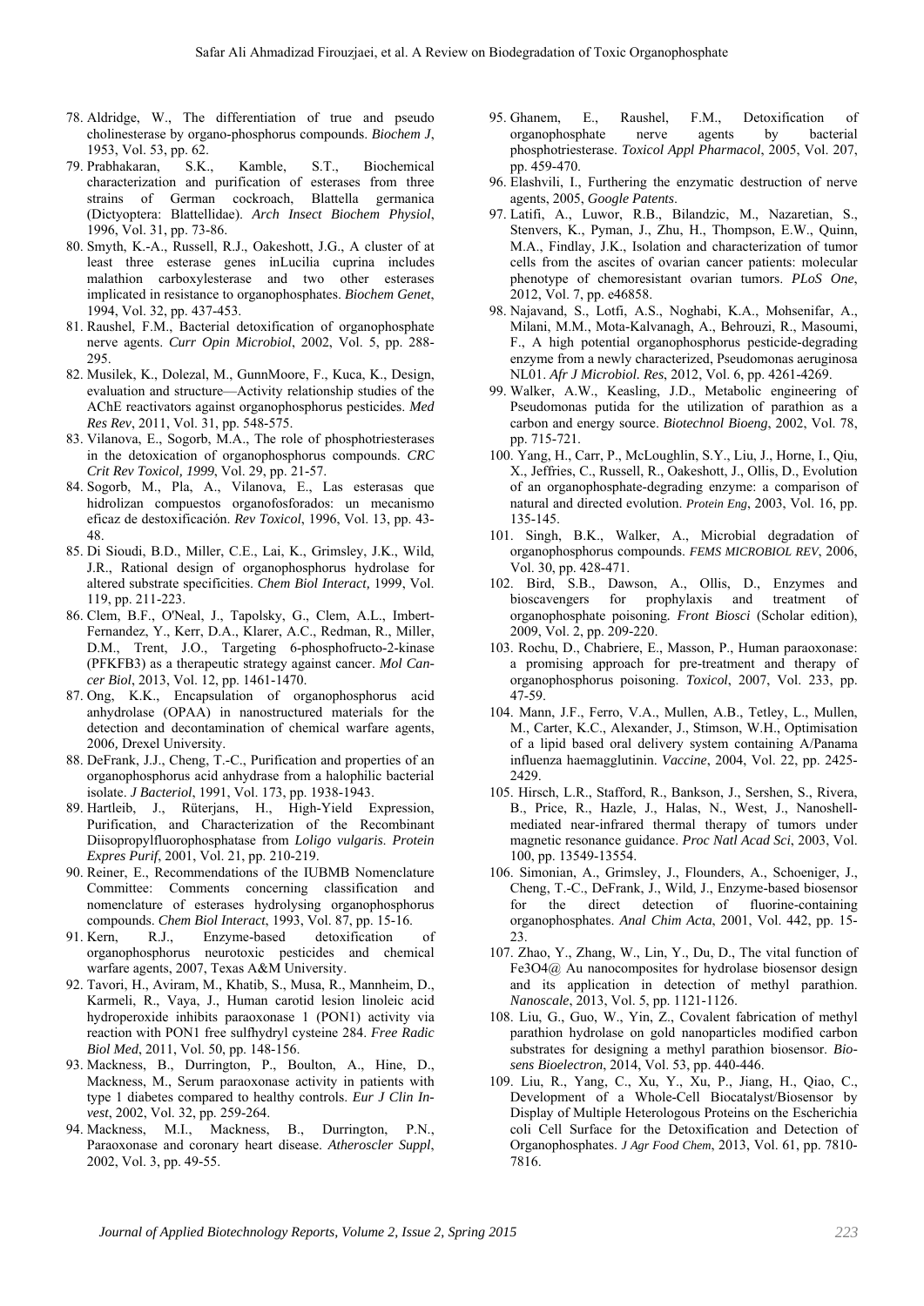78. Aldridge, W., The differentiation of true and pseudo cholinesterase by organo-phosphorus compounds. *Biochem J*, 1953, Vol. 53, pp. 62.
79. Prabhakaran, S.K., Kamble, S.T., Biochemical characterization and purification of esterases from three strains of German cockroach, Blattella germanica (Dictyoptera: Blattellidae). *Arch Insect Biochem Physiol*, 1996, Vol. 31, pp. 73-86.
80. Smyth, K.-A., Russell, R.J., Oakeshott, J.G., A cluster of at least three esterase genes inLucilia cuprina includes malathion carboxylesterase and two other esterases implicated in resistance to organophosphates. *Biochem Genet*, 1994, Vol. 32, pp. 437-453.
81. Raushel, F.M., Bacterial detoxification of organophosphate nerve agents. *Curr Opin Microbiol*, 2002, Vol. 5, pp. 288-295.
82. Musilek, K., Dolezal, M., GunnMoore, F., Kuca, K., Design, evaluation and structure—Activity relationship studies of the AChE reactivators against organophosphorus pesticides. *Med Res Rev*, 2011, Vol. 31, pp. 548-575.
83. Vilanova, E., Sogorb, M.A., The role of phosphotriesterases in the detoxication of organophosphorus compounds. *CRC Crit Rev Toxicol, 1999*, Vol. 29, pp. 21-57.
84. Sogorb, M., Pla, A., Vilanova, E., Las esterasas que hidrolizan compuestos organofosforados: un mecanismo eficaz de destoxificación. *Rev Toxicol*, 1996, Vol. 13, pp. 43-48.
85. Di Sioudi, B.D., Miller, C.E., Lai, K., Grimsley, J.K., Wild, J.R., Rational design of organophosphorus hydrolase for altered substrate specificities. *Chem Biol Interact,* 1999, Vol. 119, pp. 211-223.
86. Clem, B.F., O'Neal, J., Tapolsky, G., Clem, A.L., Imbert-Fernandez, Y., Kerr, D.A., Klarer, A.C., Redman, R., Miller, D.M., Trent, J.O., Targeting 6-phosphofructo-2-kinase (PFKFB3) as a therapeutic strategy against cancer. *Mol Cancer Biol*, 2013, Vol. 12, pp. 1461-1470.
87. Ong, K.K., Encapsulation of organophosphorus acid anhydrolase (OPAA) in nanostructured materials for the detection and decontamination of chemical warfare agents, 2006, Drexel University.
88. DeFrank, J.J., Cheng, T.-C., Purification and properties of an organophosphorus acid anhydrase from a halophilic bacterial isolate. *J Bacteriol*, 1991, Vol. 173, pp. 1938-1943.
89. Hartleib, J., Rüterjans, H., High-Yield Expression, Purification, and Characterization of the Recombinant Diisopropylfluorophosphatase from *Loligo vulgaris*. *Protein Expres Purif*, 2001, Vol. 21, pp. 210-219.
90. Reiner, E., Recommendations of the IUBMB Nomenclature Committee: Comments concerning classification and nomenclature of esterases hydrolysing organophosphorus compounds. *Chem Biol Interact*, 1993, Vol. 87, pp. 15-16.
91. Kern, R.J., Enzyme-based detoxification of organophosphorus neurotoxic pesticides and chemical warfare agents, 2007, Texas A&M University.
92. Tavori, H., Aviram, M., Khatib, S., Musa, R., Mannheim, D., Karmeli, R., Vaya, J., Human carotid lesion linoleic acid hydroperoxide inhibits paraoxonase 1 (PON1) activity via reaction with PON1 free sulfhydryl cysteine 284. *Free Radic Biol Med*, 2011, Vol. 50, pp. 148-156.
93. Mackness, B., Durrington, P., Boulton, A., Hine, D., Mackness, M., Serum paraoxonase activity in patients with type 1 diabetes compared to healthy controls. *Eur J Clin Invest*, 2002, Vol. 32, pp. 259-264.
94. Mackness, M.I., Mackness, B., Durrington, P.N., Paraoxonase and coronary heart disease. *Atheroscler Suppl*, 2002, Vol. 3, pp. 49-55.
95. Ghanem, E., Raushel, F.M., Detoxification of organophosphate nerve agents by bacterial phosphotriesterase. *Toxicol Appl Pharmacol*, 2005, Vol. 207, pp. 459-470.
96. Elashvili, I., Furthering the enzymatic destruction of nerve agents, 2005, *Google Patents*.
97. Latifi, A., Luwor, R.B., Bilandzic, M., Nazaretian, S., Stenvers, K., Pyman, J., Zhu, H., Thompson, E.W., Quinn, M.A., Findlay, J.K., Isolation and characterization of tumor cells from the ascites of ovarian cancer patients: molecular phenotype of chemoresistant ovarian tumors. *PLoS One*, 2012, Vol. 7, pp. e46858.
98. Najavand, S., Lotfi, A.S., Noghabi, K.A., Mohsenifar, A., Milani, M.M., Mota-Kalvanagh, A., Behrouzi, R., Masoumi, F., A high potential organophosphorus pesticide-degrading enzyme from a newly characterized, Pseudomonas aeruginosa NL01. *Afr J Microbiol. Res*, 2012, Vol. 6, pp. 4261-4269.
99. Walker, A.W., Keasling, J.D., Metabolic engineering of Pseudomonas putida for the utilization of parathion as a carbon and energy source. *Biotechnol Bioeng*, 2002, Vol. 78, pp. 715-721.
100. Yang, H., Carr, P., McLoughlin, S.Y., Liu, J., Horne, I., Qiu, X., Jeffries, C., Russell, R., Oakeshott, J., Ollis, D., Evolution of an organophosphate-degrading enzyme: a comparison of natural and directed evolution. *Protein Eng*, 2003, Vol. 16, pp. 135-145.
101. Singh, B.K., Walker, A., Microbial degradation of organophosphorus compounds. *FEMS MICROBIOL REV*, 2006, Vol. 30, pp. 428-471.
102. Bird, S.B., Dawson, A., Ollis, D., Enzymes and bioscavengers for prophylaxis and treatment of organophosphate poisoning*. Front Biosci* (Scholar edition), 2009, Vol. 2, pp. 209-220.
103. Rochu, D., Chabriere, E., Masson, P., Human paraoxonase: a promising approach for pre-treatment and therapy of organophosphorus poisoning. *Toxicol*, 2007, Vol. 233, pp. 47-59.
104. Mann, J.F., Ferro, V.A., Mullen, A.B., Tetley, L., Mullen, M., Carter, K.C., Alexander, J., Stimson, W.H., Optimisation of a lipid based oral delivery system containing A/Panama influenza haemagglutinin. *Vaccine*, 2004, Vol. 22, pp. 2425-2429.
105. Hirsch, L.R., Stafford, R., Bankson, J., Sershen, S., Rivera, B., Price, R., Hazle, J., Halas, N., West, J., Nanoshell-mediated near-infrared thermal therapy of tumors under magnetic resonance guidance. *Proc Natl Acad Sci*, 2003, Vol. 100, pp. 13549-13554.
106. Simonian, A., Grimsley, J., Flounders, A., Schoeniger, J., Cheng, T.-C., DeFrank, J., Wild, J., Enzyme-based biosensor for the direct detection of fluorine-containing organophosphates. *Anal Chim Acta*, 2001, Vol. 442, pp. 15-23.
107. Zhao, Y., Zhang, W., Lin, Y., Du, D., The vital function of $Fe_3O_4$@ Au nanocomposites for hydrolase biosensor design and its application in detection of methyl parathion. *Nanoscale*, 2013, Vol. 5, pp. 1121-1126.
108. Liu, G., Guo, W., Yin, Z., Covalent fabrication of methyl parathion hydrolase on gold nanoparticles modified carbon substrates for designing a methyl parathion biosensor. *Biosens Bioelectron*, 2014, Vol. 53, pp. 440-446.
109. Liu, R., Yang, C., Xu, Y., Xu, P., Jiang, H., Qiao, C., Development of a Whole-Cell Biocatalyst/Biosensor by Display of Multiple Heterologous Proteins on the Escherichia coli Cell Surface for the Detoxification and Detection of Organophosphates. *J Agr Food Chem*, 2013, Vol. 61, pp. 7810-7816.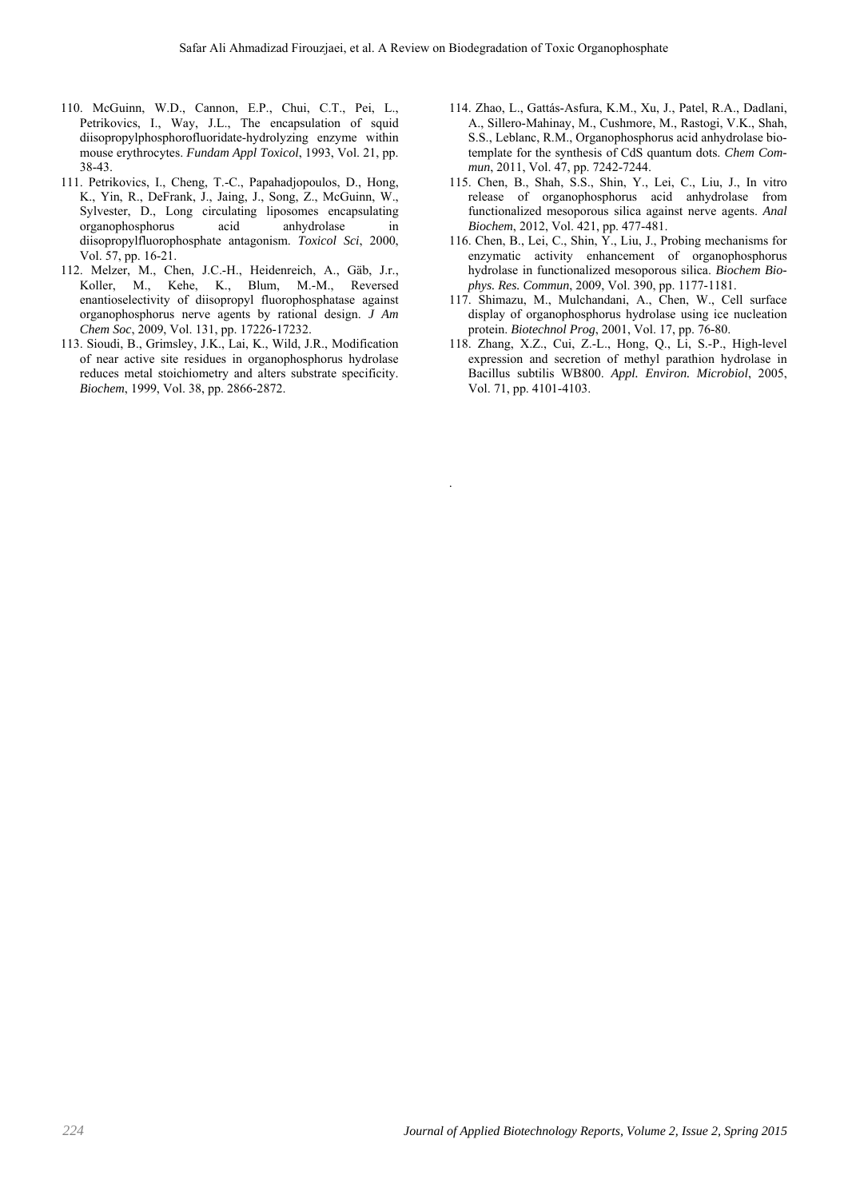110. McGuinn, W.D., Cannon, E.P., Chui, C.T., Pei, L., Petrikovics, I., Way, J.L., The encapsulation of squid diisopropylphosphorofluoridate-hydrolyzing enzyme within mouse erythrocytes. *Fundam Appl Toxicol*, 1993, Vol. 21, pp. 38-43.

111. Petrikovics, I., Cheng, T.-C., Papahadjopoulos, D., Hong, K., Yin, R., DeFrank, J., Jaing, J., Song, Z., McGuinn, W., Sylvester, D., Long circulating liposomes encapsulating organophosphorus acid anhydrolase in diisopropylfluorophosphate antagonism. *Toxicol Sci*, 2000, Vol. 57, pp. 16-21.

112. Melzer, M., Chen, J.C.-H., Heidenreich, A., Gäb, J.r., Koller, M., Kehe, K., Blum, M.-M., Reversed enantioselectivity of diisopropyl fluorophosphatase against organophosphorus nerve agents by rational design. *J Am Chem Soc*, 2009, Vol. 131, pp. 17226-17232.

113. Sioudi, B., Grimsley, J.K., Lai, K., Wild, J.R., Modification of near active site residues in organophosphorus hydrolase reduces metal stoichiometry and alters substrate specificity. *Biochem*, 1999, Vol. 38, pp. 2866-2872.

114. Zhao, L., Gattás-Asfura, K.M., Xu, J., Patel, R.A., Dadlani, A., Sillero-Mahinay, M., Cushmore, M., Rastogi, V.K., Shah, S.S., Leblanc, R.M., Organophosphorus acid anhydrolase bio-template for the synthesis of CdS quantum dots. *Chem Commun*, 2011, Vol. 47, pp. 7242-7244.

115. Chen, B., Shah, S.S., Shin, Y., Lei, C., Liu, J., In vitro release of organophosphorus acid anhydrolase from functionalized mesoporous silica against nerve agents. *Anal Biochem*, 2012, Vol. 421, pp. 477-481.

116. Chen, B., Lei, C., Shin, Y., Liu, J., Probing mechanisms for enzymatic activity enhancement of organophosphorus hydrolase in functionalized mesoporous silica. *Biochem Biophys. Res. Commun*, 2009, Vol. 390, pp. 1177-1181.

117. Shimazu, M., Mulchandani, A., Chen, W., Cell surface display of organophosphorus hydrolase using ice nucleation protein. *Biotechnol Prog*, 2001, Vol. 17, pp. 76-80.

118. Zhang, X.Z., Cui, Z.-L., Hong, Q., Li, S.-P., High-level expression and secretion of methyl parathion hydrolase in Bacillus subtilis WB800. *Appl. Environ. Microbiol*, 2005, Vol. 71, pp. 4101-4103.